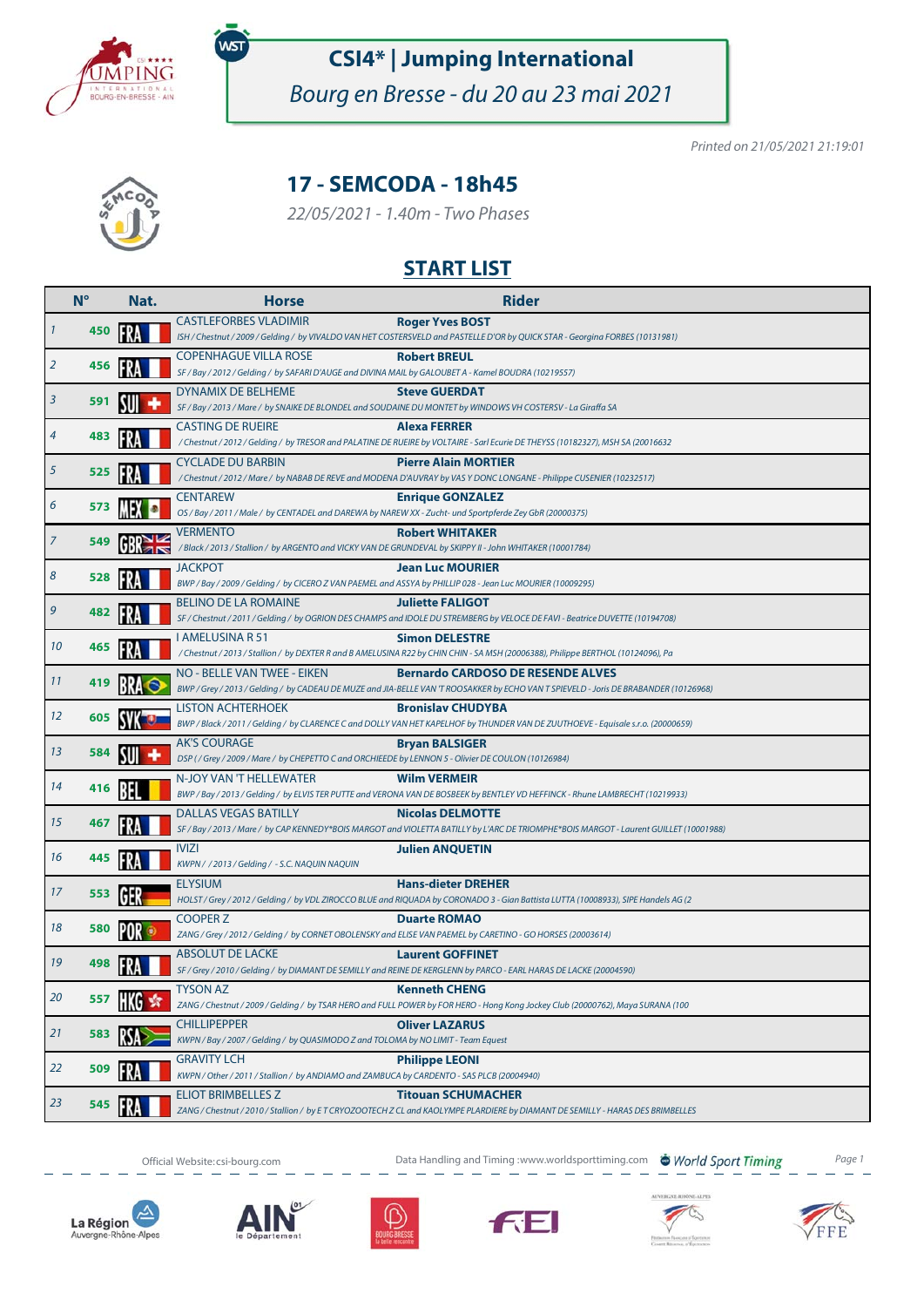# CSI4* | Jumping International

*Bourg en Bresse - du 20 au 23 mai 2021*

*Printed on 21/05/2021 21:19:01*

## 17 - SEMCODA - 18h45

*22/05/2021 - 1.40m - Two Phases*

## START LIST

| | N° | Nat. | Horse | Rider |
|---|---|---|---|---|
| 1 | 450 | FRA | CASTLEFORBES VLADIMIR<br>*ISH / Chestnut / 2009 / Gelding / by VIVALDO VAN HET COSTERSVELD and PASTELLE D'OR by QUICK STAR - Georgina FORBES (10131981)* | **Roger Yves BOST** |
| 2 | 456 | FRA | COPENHAGUE VILLA ROSE<br>*SF / Bay / 2012 / Gelding / by SAFARI D'AUGE and DIVINA MAIL by GALOUBET A - Kamel BOUDRA (10219557)* | **Robert BREUL** |
| 3 | 591 | SUI | DYNAMIX DE BELHEME<br>*SF / Bay / 2013 / Mare / by SNAIKE DE BLONDEL and SOUDAINE DU MONTET by WINDOWS VH COSTERSV - La Giraffa SA* | **Steve GUERDAT** |
| 4 | 483 | FRA | CASTING DE RUEIRE<br>*/ Chestnut / 2012 / Gelding / by TRESOR and PALATINE DE RUEIRE by VOLTAIRE - Sarl Ecurie DE THEYSS (10182327), MSH SA (20016632* | **Alexa FERRER** |
| 5 | 525 | FRA | CYCLADE DU BARBIN<br>*/ Chestnut / 2012 / Mare / by NABAB DE REVE and MODENA D'AUVRAY by VAS Y DONC LONGANE - Philippe CUSENIER (10232517)* | **Pierre Alain MORTIER** |
| 6 | 573 | MEX | CENTAREW<br>*OS / Bay / 2011 / Male / by CENTADEL and DAREWA by NAREW XX - Zucht- und Sportpferde Zey GbR (20000375)* | **Enrique GONZALEZ** |
| 7 | 549 | GBR | VERMENTO<br>*/ Black / 2013 / Stallion / by ARGENTO and VICKY VAN DE GRUNDEVAL by SKIPPY II - John WHITAKER (10001784)* | **Robert WHITAKER** |
| 8 | 528 | FRA | JACKPOT<br>*BWP / Bay / 2009 / Gelding / by CICERO Z VAN PAEMEL and ASSYA by PHILLIP 028 - Jean Luc MOURIER (10009295)* | **Jean Luc MOURIER** |
| 9 | 482 | FRA | BELINO DE LA ROMAINE<br>*SF / Chestnut / 2011 / Gelding / by OGRION DES CHAMPS and IDOLE DU STREMBERG by VELOCE DE FAVI - Beatrice DUVETTE (10194708)* | **Juliette FALIGOT** |
| 10 | 465 | FRA | I AMELUSINA R 51<br>*/ Chestnut / 2013 / Stallion / by DEXTER R and B AMELUSINA R22 by CHIN CHIN - SA MSH (20006388), Philippe BERTHOL (10124096), Pa* | **Simon DELESTRE** |
| 11 | 419 | BRA | NO - BELLE VAN TWEE - EIKEN<br>*BWP / Grey / 2013 / Gelding / by CADEAU DE MUZE and JIA-BELLE VAN 'T ROOSAKKER by ECHO VAN T SPIEVELD - Joris DE BRABANDER (10126968)* | **Bernardo CARDOSO DE RESENDE ALVES** |
| 12 | 605 | SVK | LISTON ACHTERHOEK<br>*BWP / Black / 2011 / Gelding / by CLARENCE C and DOLLY VAN HET KAPELHOF by THUNDER VAN DE ZUUTHOEVE - Equisale s.r.o. (20000659)* | **Bronislav CHUDYBA** |
| 13 | 584 | SUI | AK'S COURAGE<br>*DSP ( / Grey / 2009 / Mare / by CHEPETTO C and ORCHIEEDE by LENNON 5 - Olivier DE COULON (10126984)* | **Bryan BALSIGER** |
| 14 | 416 | BEL | N-JOY VAN 'T HELLEWATER<br>*BWP / Bay / 2013 / Gelding / by ELVIS TER PUTTE and VERONA VAN DE BOSBEEK by BENTLEY VD HEFFINCK - Rhune LAMBRECHT (10219933)* | **Wilm VERMEIR** |
| 15 | 467 | FRA | DALLAS VEGAS BATILLY<br>*SF / Bay / 2013 / Mare / by CAP KENNEDY*BOIS MARGOT and VIOLETTA BATILLY by L'ARC DE TRIOMPHE*BOIS MARGOT - Laurent GUILLET (10001988)* | **Nicolas DELMOTTE** |
| 16 | 445 | FRA | IVIZI<br>*KWPN / / 2013 / Gelding / - S.C. NAQUIN NAQUIN* | **Julien ANQUETIN** |
| 17 | 553 | GER | ELYSIUM<br>*HOLST / Grey / 2012 / Gelding / by VDL ZIROCCO BLUE and RIQUADA by CORONADO 3 - Gian Battista LUTTA (10008933), SIPE Handels AG (2* | **Hans-dieter DREHER** |
| 18 | 580 | POR | COOPER Z<br>*ZANG / Grey / 2012 / Gelding / by CORNET OBOLENSKY and ELISE VAN PAEMEL by CARETINO - GO HORSES (20003614)* | **Duarte ROMAO** |
| 19 | 498 | FRA | ABSOLUT DE LACKE<br>*SF / Grey / 2010 / Gelding / by DIAMANT DE SEMILLY and REINE DE KERGLENN by PARCO - EARL HARAS DE LACKE (20004590)* | **Laurent GOFFINET** |
| 20 | 557 | HKG | TYSON AZ<br>*ZANG / Chestnut / 2009 / Gelding / by TSAR HERO and FULL POWER by FOR HERO - Hong Kong Jockey Club (20000762), Maya SURANA (100* | **Kenneth CHENG** |
| 21 | 583 | RSA | CHILLIPEPPER<br>*KWPN / Bay / 2007 / Gelding / by QUASIMODO Z and TOLOMA by NO LIMIT - Team Equest* | **Oliver LAZARUS** |
| 22 | 509 | FRA | GRAVITY LCH<br>*KWPN / Other / 2011 / Stallion / by ANDIAMO and ZAMBUCA by CARDENTO - SAS PLCB (20004940)* | **Philippe LEONI** |
| 23 | 545 | FRA | ELIOT BRIMBELLES Z<br>*ZANG / Chestnut / 2010 / Stallion / by E T CRYOZOOTECH Z CL and KAOLYMPE PLARDIERE by DIAMANT DE SEMILLY - HARAS DES BRIMBELLES* | **Titouan SCHUMACHER** |

Official Website: csi-bourg.com

Data Handling and Timing : www.worldsporttiming.com — World Sport Timing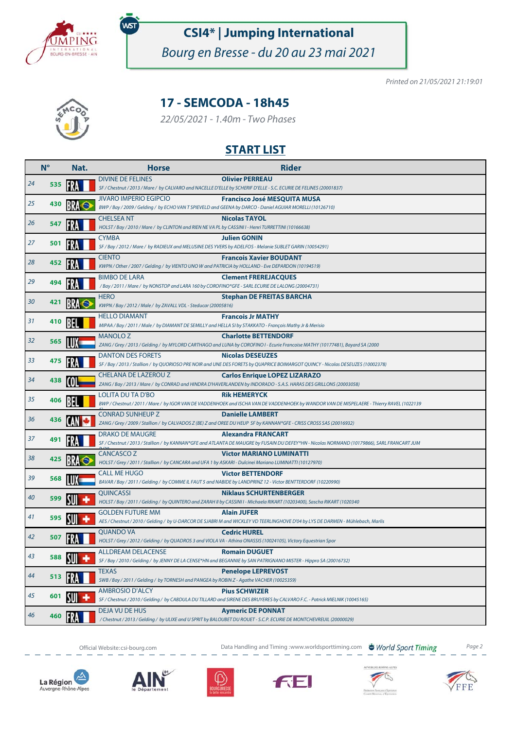# CSI4* | Jumping International

*Bourg en Bresse - du 20 au 23 mai 2021*

*Printed on 21/05/2021 21:19:01*

## 17 - SEMCODA - 18h45

*22/05/2021 - 1.40m - Two Phases*

## START LIST

| N° | | Nat. | Horse | Rider |
|---|---|---|---|---|
| 24 | 535 | FRA | DIVINE DE FELINES<br>*SF / Chestnut / 2013 / Mare / by CALVARO and NACELLE D'ELLE by SCHERIF D'ELLE - S.C. ECURIE DE FELINES (20001837)* | **Olivier PERREAU** |
| 25 | 430 | BRA | JIVARO IMPERIO EGIPCIO<br>*BWP / Bay / 2009 / Gelding / by ECHO VAN T SPIEVELD and GEENA by DARCO - Daniel AGUIAR MORELLI (10126710)* | **Francisco José MESQUITA MUSA** |
| 26 | 547 | FRA | CHELSEA NT<br>*HOLST / Bay / 2010 / Mare / by CLINTON and RIEN NE VA PL by CASSINI I - Henri TURRETTINI (10166638)* | **Nicolas TAYOL** |
| 27 | 501 | FRA | CYMBA<br>*SF / Bay / 2012 / Mare / by RADIEUX and MELUSINE DES YVERS by ADELFOS - Melanie SUBLET GARIN (10054291)* | **Julien GONIN** |
| 28 | 452 | FRA | CIENTO<br>*KWPN / Other / 2007 / Gelding / by VIENTO UNO W and PATRICIA by HOLLAND - Eve DEPARDON (10194519)* | **Francois Xavier BOUDANT** |
| 29 | 494 | FRA | BIMBO DE LARA<br>*/ Bay / 2011 / Mare / by NONSTOP and LARA 160 by COROFINO*GFE - SARL ECURIE DE LALONG (20004731)* | **Clement FREREJACQUES** |
| 30 | 421 | BRA | HERO<br>*KWPN / Bay / 2012 / Male / by ZAVALL VDL - Steducar (20005816)* | **Stephan DE FREITAS BARCHA** |
| 31 | 410 | BEL | HELLO DIAMANT<br>*MIPAA / Bay / 2011 / Male / by DIAMANT DE SEMILLY and HELLA SI by STAKKATO - François Mathy Jr & Merisio* | **Francois Jr MATHY** |
| 32 | 565 | LUX | MANOLO Z<br>*ZANG / Grey / 2013 / Gelding / by MYLORD CARTHAGO and LUNA by COROFINO I - Ecurie Francoise MATHY (10177481), Bayard SA (2000* | **Charlotte BETTENDORF** |
| 33 | 475 | FRA | DANTON DES FORETS<br>*SF / Bay / 2013 / Stallion / by QUORIOSO PRE NOIR and UNE DES FORETS by QUAPRICE BOIMARGOT QUINCY - Nicolas DESEUZES (10002378)* | **Nicolas DESEUZES** |
| 34 | 438 | COL | CHELANA DE LAZEROU Z<br>*ZANG / Bay / 2013 / Mare / by CONRAD and HINDRA D'HAVERLANDEN by INDORADO - S.A.S. HARAS DES GRILLONS (20003058)* | **Carlos Enrique LOPEZ LIZARAZO** |
| 35 | 406 | BEL | LOLITA DU TA D'BO<br>*BWP / Chestnut / 2011 / Mare / by IGOR VAN DE VADDENHOEK and ISCHA VAN DE VADDENHOEK by WANDOR VAN DE MISPELAERE - Thierry RAVEL (1022139* | **Rik HEMERYCK** |
| 36 | 436 | CAN | CONRAD SUNHEUP Z<br>*ZANG / Grey / 2009 / Stallion / by CALVADOS Z (BE) Z and OREE DU HEUP SF by KANNAN*GFE - CRISS CROSS SAS (20016932)* | **Danielle LAMBERT** |
| 37 | 491 | FRA | DRAKO DE MAUGRE<br>*SF / Chestnut / 2013 / Stallion / by KANNAN*GFE and ATLANTA DE MAUGRE by FUSAIN DU DEFEY*HN - Nicolas NORMAND (10179866), SARL FRANCART JUM* | **Alexandra FRANCART** |
| 38 | 425 | BRA | CANCASCO Z<br>*HOLST / Grey / 2011 / Stallion / by CANCARA and UFA 1 by ASKARI - Dulcinei Mariano LUMINATTI (10127970)* | **Victor MARIANO LUMINATTI** |
| 39 | 568 | LUX | CALL ME HUGO<br>*BAVAR / Bay / 2011 / Gelding / by COMME IL FAUT 5 and NABIDE by LANDPRINZ 12 - Victor BENTTERDORF (10220990)* | **Victor BETTENDORF** |
| 40 | 599 | SUI | QUINCASSI<br>*HOLST / Bay / 2011 / Gelding / by QUINTERO and ZARAH II by CASSINI I - Michaela RIKART (10203400), Sascha RIKART (1020340* | **Niklaus SCHURTENBERGER** |
| 41 | 595 | SUI | GOLDEN FUTURE MM<br>*AES / Chestnut / 2010 / Gelding / by U-DARCOR DE SJABRI M and WICKLEY VD TEERLINGHOVE D'04 by LYS DE DARMEN - Mühlebach, Marlis* | **Alain JUFER** |
| 42 | 507 | FRA | QUANDO VA<br>*HOLST / Grey / 2012 / Gelding / by QUADROS 3 and VIOLA VA - Athina ONASSIS (10024105), Victory Equestrian Spor* | **Cedric HUREL** |
| 43 | 588 | SUI | ALLDREAM DELACENSE<br>*SF / Bay / 2010 / Gelding / by JENNY DE LA CENSE*HN and BEGANNIE by SAN PATRIGNANO MISTER - Hippro SA (20016732)* | **Romain DUGUET** |
| 44 | 513 | FRA | TEXAS<br>*SWB / Bay / 2011 / Gelding / by TORNESH and PANGEA by ROBIN Z - Agathe VACHER (10025359)* | **Penelope LEPREVOST** |
| 45 | 601 | SUI | AMBROSIO D'ALCY<br>*SF / Chestnut / 2010 / Gelding / by CABDULA DU TILLARD and SIRENE DES BRUYERES by CALVARO F.C. - Patrick MIELNIK (10045165)* | **Pius SCHWIZER** |
| 46 | 460 | FRA | DEJA VU DE HUS<br>*/ Chestnut / 2013 / Gelding / by ULIXE and U SPRIT by BALOUBET DU ROUET - S.C.P. ECURIE DE MONTCHEVREUIL (20000029)* | **Aymeric DE PONNAT** |

Official Website: csi-bourg.com

Data Handling and Timing :www.worldsporttiming.com

World Sport Timing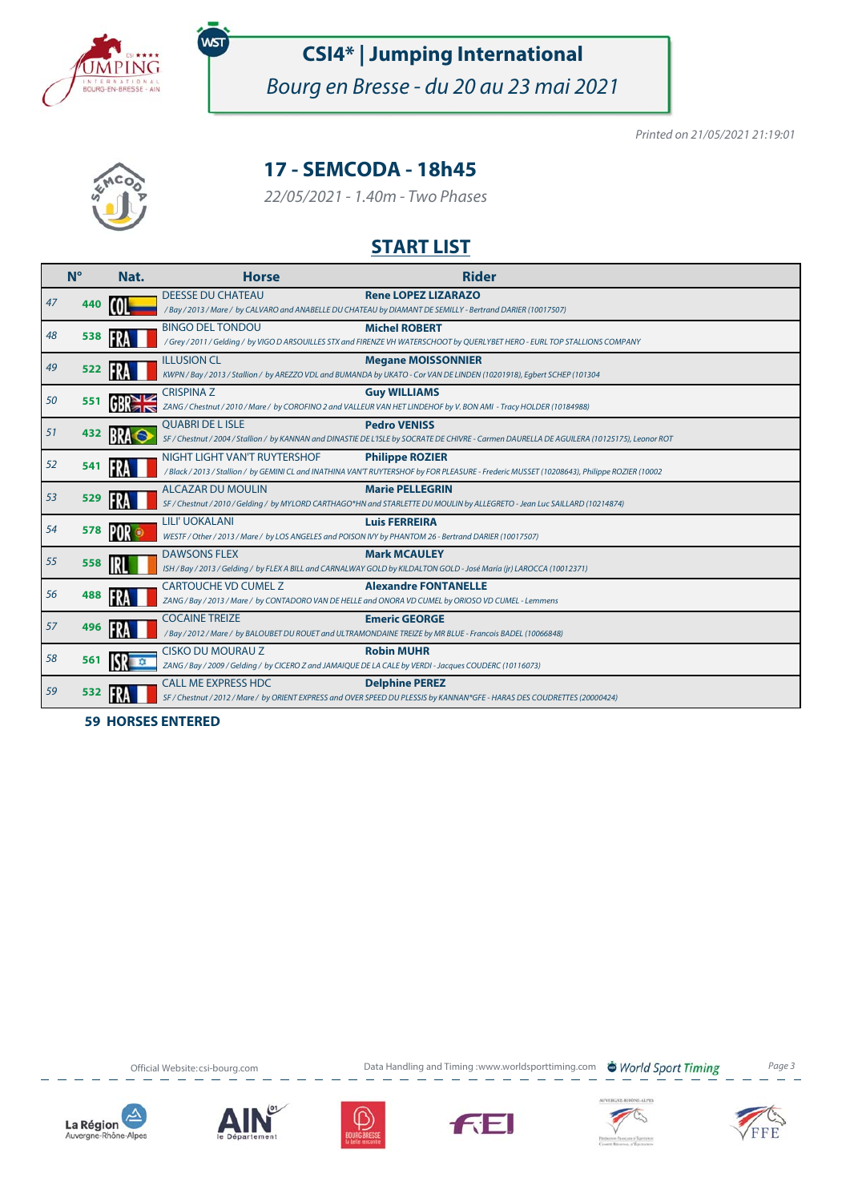# CSI4* | Jumping International

*Bourg en Bresse - du 20 au 23 mai 2021*

*Printed on 21/05/2021 21:19:01*

## 17 - SEMCODA - 18h45

*22/05/2021 - 1.40m - Two Phases*

### START LIST

| | N° | Nat. | Horse | Rider |
|---|---|---|---|---|
| 47 | 440 | COL | DEESSE DU CHATEAU<br>/ Bay / 2013 / Mare / by CALVARO and ANABELLE DU CHATEAU by DIAMANT DE SEMILLY - Bertrand DARIER (10017507) | **Rene LOPEZ LIZARAZO** |
| 48 | 538 | FRA | BINGO DEL TONDOU<br>/ Grey / 2011 / Gelding / by VIGO D ARSOUILLES STX and FIRENZE VH WATERSCHOOT by QUERLYBET HERO - EURL TOP STALLIONS COMPANY | **Michel ROBERT** |
| 49 | 522 | FRA | ILLUSION CL<br>KWPN / Bay / 2013 / Stallion / by AREZZO VDL and BUMANDA by UKATO - Cor VAN DE LINDEN (10201918), Egbert SCHEP (101304 | **Megane MOISSONNIER** |
| 50 | 551 | GBR | CRISPINA Z<br>ZANG / Chestnut / 2010 / Mare / by COROFINO 2 and VALLEUR VAN HET LINDEHOF by V. BON AMI - Tracy HOLDER (10184988) | **Guy WILLIAMS** |
| 51 | 432 | BRA | QUABRI DE L ISLE<br>SF / Chestnut / 2004 / Stallion / by KANNAN and DINASTIE DE L'ISLE by SOCRATE DE CHIVRE - Carmen DAURELLA DE AGUILERA (10125175), Leonor ROT | **Pedro VENISS** |
| 52 | 541 | FRA | NIGHT LIGHT VAN'T RUYTERSHOF<br>/ Black / 2013 / Stallion / by GEMINI CL and INATHINA VAN'T RUYTERSHOF by FOR PLEASURE - Frederic MUSSET (10208643), Philippe ROZIER (10002 | **Philippe ROZIER** |
| 53 | 529 | FRA | ALCAZAR DU MOULIN<br>SF / Chestnut / 2010 / Gelding / by MYLORD CARTHAGO*HN and STARLETTE DU MOULIN by ALLEGRETO - Jean Luc SAILLARD (10214874) | **Marie PELLEGRIN** |
| 54 | 578 | POR | LILI' UOKALANI<br>WESTF / Other / 2013 / Mare / by LOS ANGELES and POISON IVY by PHANTOM 26 - Bertrand DARIER (10017507) | **Luis FERREIRA** |
| 55 | 558 | IRL | DAWSONS FLEX<br>ISH / Bay / 2013 / Gelding / by FLEX A BILL and CARNALWAY GOLD by KILDALTON GOLD - José Maria (jr) LAROCCA (10012371) | **Mark MCAULEY** |
| 56 | 488 | FRA | CARTOUCHE VD CUMEL Z<br>ZANG / Bay / 2013 / Mare / by CONTADORO VAN DE HELLE and ONORA VD CUMEL by ORIOSO VD CUMEL - Lemmens | **Alexandre FONTANELLE** |
| 57 | 496 | FRA | COCAINE TREIZE<br>/ Bay / 2012 / Mare / by BALOUBET DU ROUET and ULTRAMONDAINE TREIZE by MR BLUE - Francois BADEL (10066848) | **Emeric GEORGE** |
| 58 | 561 | ISR | CISKO DU MOURAU Z<br>ZANG / Bay / 2009 / Gelding / by CICERO Z and JAMAIQUE DE LA CALE by VERDI - Jacques COUDERC (10116073) | **Robin MUHR** |
| 59 | 532 | FRA | CALL ME EXPRESS HDC<br>SF / Chestnut / 2012 / Mare / by ORIENT EXPRESS and OVER SPEED DU PLESSIS by KANNAN*GFE - HARAS DES COUDRETTES (20000424) | **Delphine PEREZ** |

**59 HORSES ENTERED**

Official Website: csi-bourg.com    Data Handling and Timing : www.worldsporttiming.com    World Sport Timing